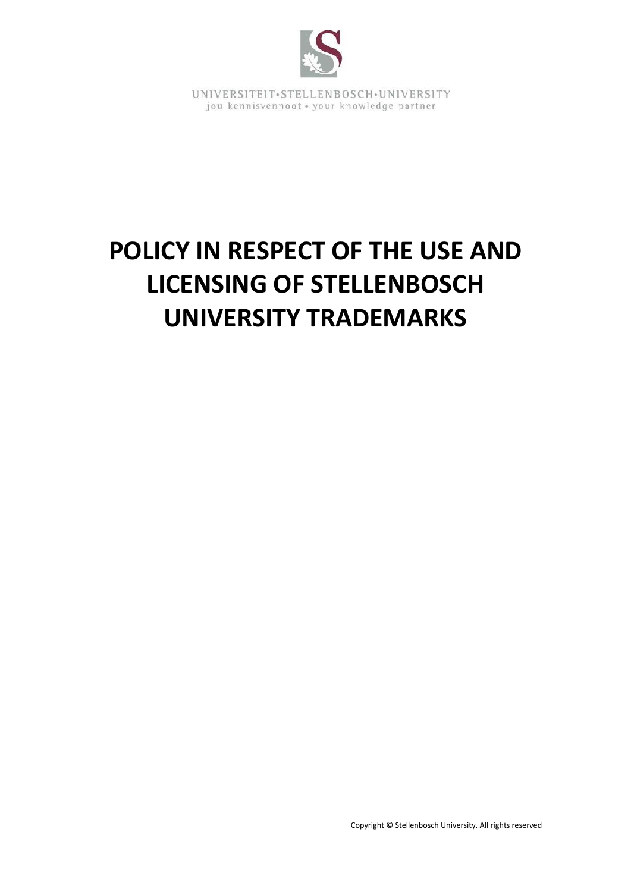UNIVERSITEIT•STELLENBOSCH•UNIVERSITY
jou kennisvennoot • your knowledge partner

# POLICY IN RESPECT OF THE USE AND LICENSING OF STELLENBOSCH UNIVERSITY TRADEMARKS

Copyright © Stellenbosch University. All rights reserved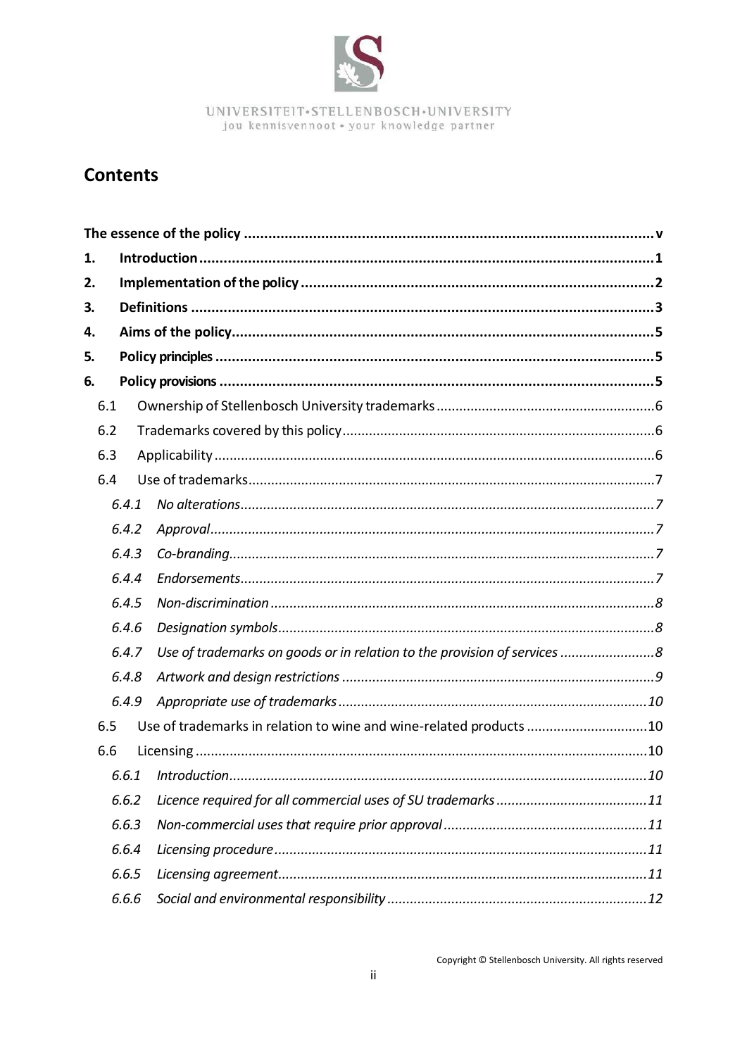UNIVERSITEIT•STELLENBOSCH•UNIVERSITY
jou kennisvennoot • your knowledge partner

## Contents

**The essence of the policy** ..... v

**1. Introduction** ..... 1

**2. Implementation of the policy** ..... 2

**3. Definitions** ..... 3

**4. Aims of the policy** ..... 5

**5. Policy principles** ..... 5

**6. Policy provisions** ..... 5

- 6.1 Ownership of Stellenbosch University trademarks ..... 6
- 6.2 Trademarks covered by this policy ..... 6
- 6.3 Applicability ..... 6
- 6.4 Use of trademarks ..... 7
  - *6.4.1 No alterations* ..... *7*
  - *6.4.2 Approval* ..... *7*
  - *6.4.3 Co-branding* ..... *7*
  - *6.4.4 Endorsements* ..... *7*
  - *6.4.5 Non-discrimination* ..... *8*
  - *6.4.6 Designation symbols* ..... *8*
  - *6.4.7 Use of trademarks on goods or in relation to the provision of services* ..... *8*
  - *6.4.8 Artwork and design restrictions* ..... *9*
  - *6.4.9 Appropriate use of trademarks* ..... *10*
- 6.5 Use of trademarks in relation to wine and wine-related products ..... 10
- 6.6 Licensing ..... 10
  - *6.6.1 Introduction* ..... *10*
  - *6.6.2 Licence required for all commercial uses of SU trademarks* ..... *11*
  - *6.6.3 Non-commercial uses that require prior approval* ..... *11*
  - *6.6.4 Licensing procedure* ..... *11*
  - *6.6.5 Licensing agreement* ..... *11*
  - *6.6.6 Social and environmental responsibility* ..... *12*

Copyright © Stellenbosch University. All rights reserved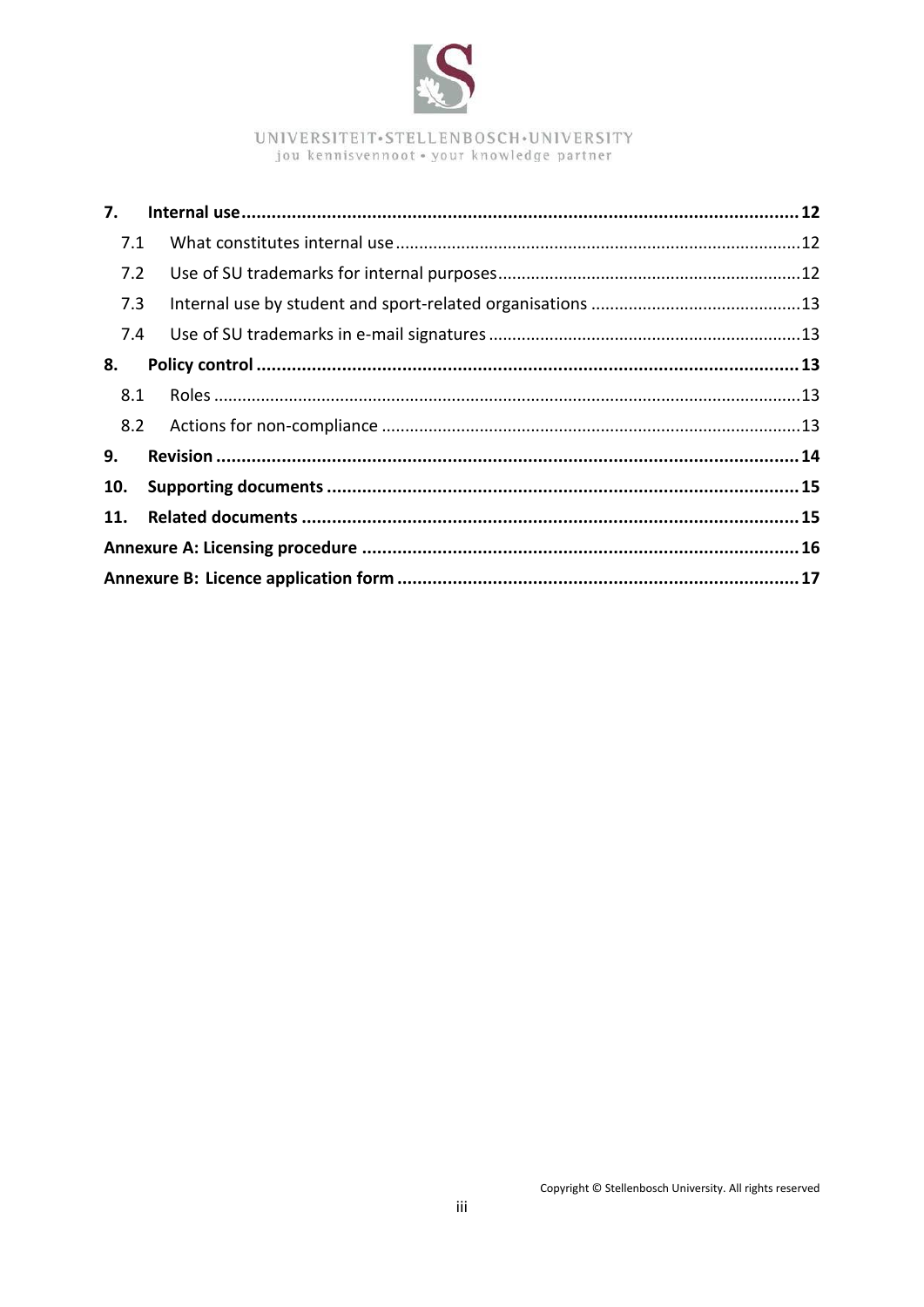UNIVERSITEIT•STELLENBOSCH•UNIVERSITY
jou kennisvennoot • your knowledge partner

**7. Internal use** ..... **12**

7.1 What constitutes internal use ..... 12

7.2 Use of SU trademarks for internal purposes ..... 12

7.3 Internal use by student and sport-related organisations ..... 13

7.4 Use of SU trademarks in e-mail signatures ..... 13

**8. Policy control** ..... **13**

8.1 Roles ..... 13

8.2 Actions for non-compliance ..... 13

**9. Revision** ..... **14**

**10. Supporting documents** ..... **15**

**11. Related documents** ..... **15**

**Annexure A: Licensing procedure** ..... **16**

**Annexure B: Licence application form** ..... **17**

Copyright © Stellenbosch University. All rights reserved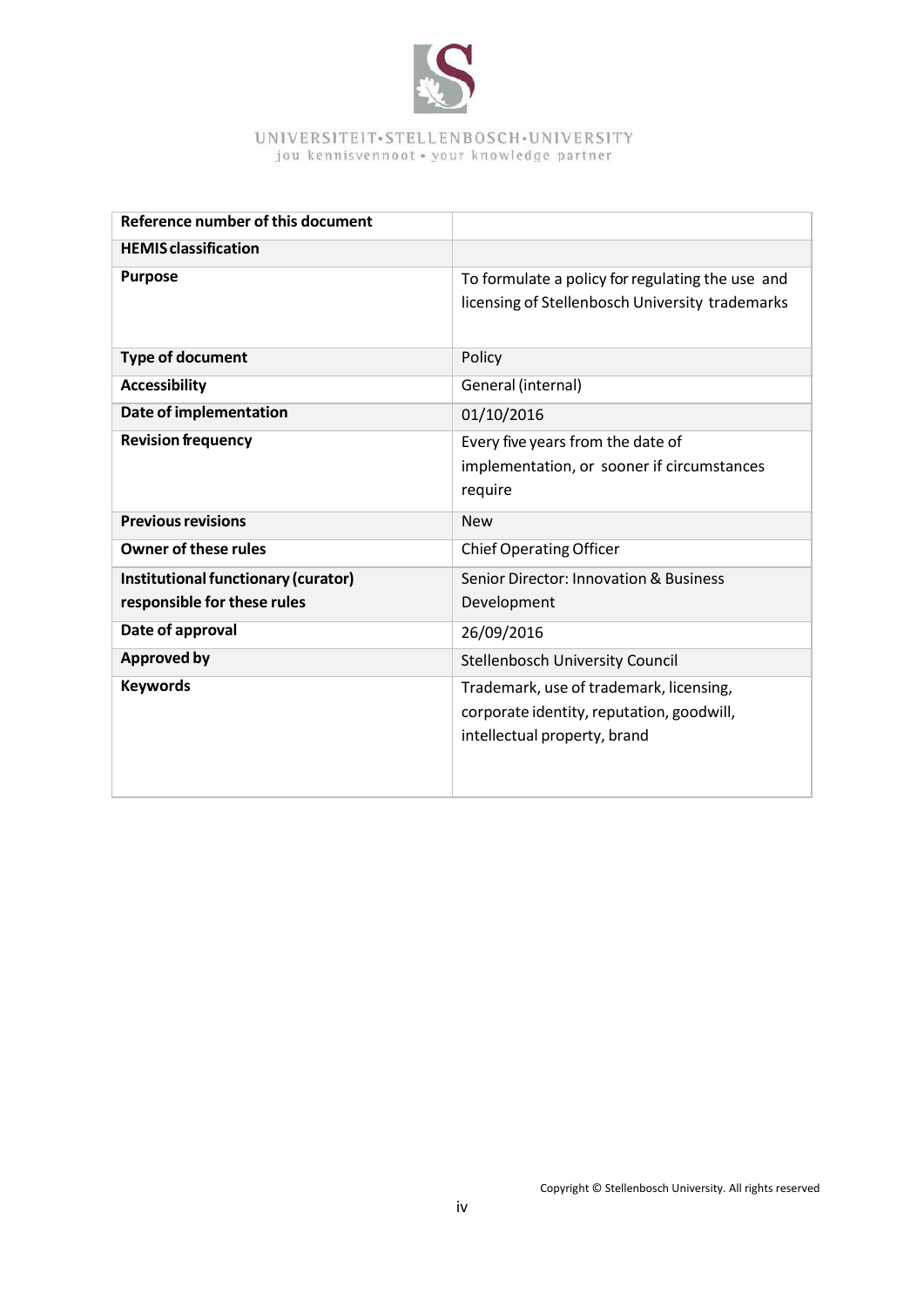UNIVERSITEIT•STELLENBOSCH•UNIVERSITY
jou kennisvennoot • your knowledge partner

| | |
|---|---|
| **Reference number of this document** | |
| **HEMIS classification** | |
| **Purpose** | To formulate a policy for regulating the use and licensing of Stellenbosch University trademarks |
| **Type of document** | Policy |
| **Accessibility** | General (internal) |
| **Date of implementation** | 01/10/2016 |
| **Revision frequency** | Every five years from the date of implementation, or sooner if circumstances require |
| **Previous revisions** | New |
| **Owner of these rules** | Chief Operating Officer |
| **Institutional functionary (curator) responsible for these rules** | Senior Director: Innovation & Business Development |
| **Date of approval** | 26/09/2016 |
| **Approved by** | Stellenbosch University Council |
| **Keywords** | Trademark, use of trademark, licensing, corporate identity, reputation, goodwill, intellectual property, brand |

Copyright © Stellenbosch University. All rights reserved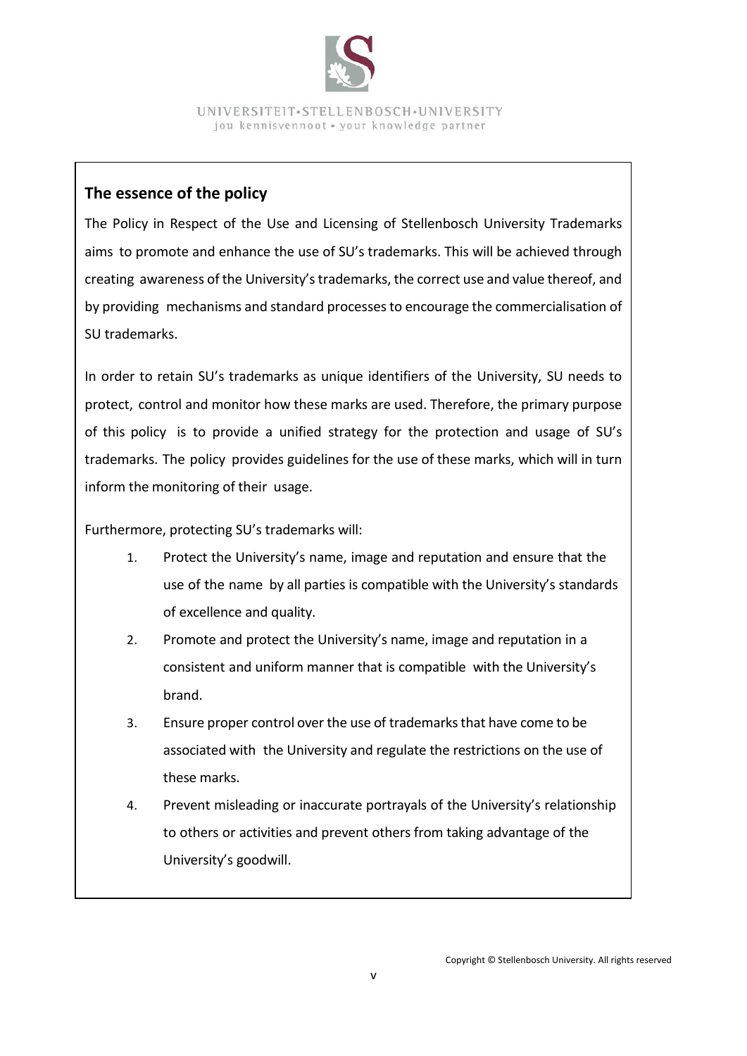## The essence of the policy

The Policy in Respect of the Use and Licensing of Stellenbosch University Trademarks aims to promote and enhance the use of SU's trademarks. This will be achieved through creating awareness of the University's trademarks, the correct use and value thereof, and by providing mechanisms and standard processes to encourage the commercialisation of SU trademarks.

In order to retain SU's trademarks as unique identifiers of the University, SU needs to protect, control and monitor how these marks are used. Therefore, the primary purpose of this policy is to provide a unified strategy for the protection and usage of SU's trademarks. The policy provides guidelines for the use of these marks, which will in turn inform the monitoring of their usage.

Furthermore, protecting SU's trademarks will:

1. Protect the University's name, image and reputation and ensure that the use of the name by all parties is compatible with the University's standards of excellence and quality.
2. Promote and protect the University's name, image and reputation in a consistent and uniform manner that is compatible with the University's brand.
3. Ensure proper control over the use of trademarks that have come to be associated with the University and regulate the restrictions on the use of these marks.
4. Prevent misleading or inaccurate portrayals of the University's relationship to others or activities and prevent others from taking advantage of the University's goodwill.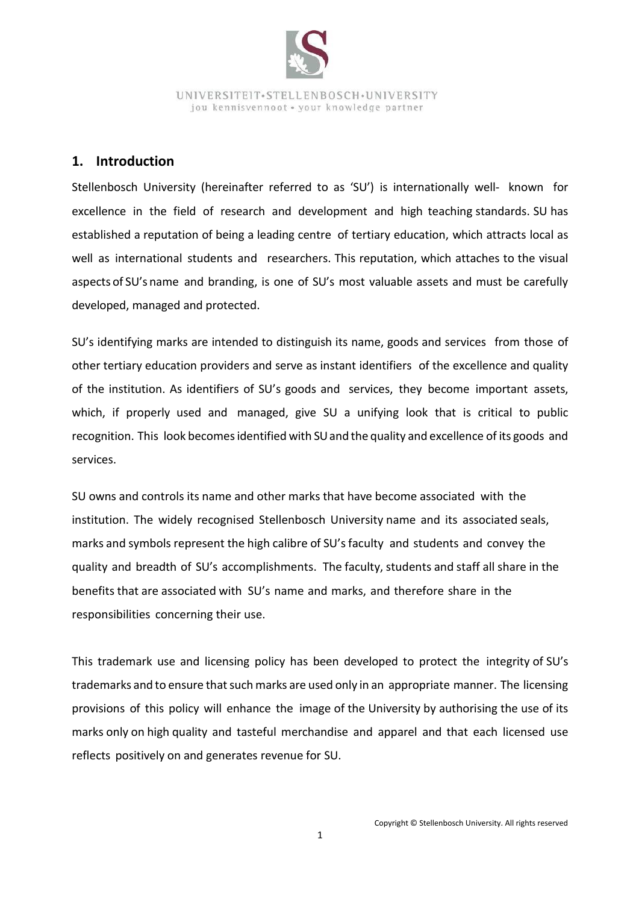## 1. Introduction

Stellenbosch University (hereinafter referred to as 'SU') is internationally well- known for excellence in the field of research and development and high teaching standards. SU has established a reputation of being a leading centre of tertiary education, which attracts local as well as international students and researchers. This reputation, which attaches to the visual aspects of SU's name and branding, is one of SU's most valuable assets and must be carefully developed, managed and protected.

SU's identifying marks are intended to distinguish its name, goods and services from those of other tertiary education providers and serve as instant identifiers of the excellence and quality of the institution. As identifiers of SU's goods and services, they become important assets, which, if properly used and managed, give SU a unifying look that is critical to public recognition. This look becomes identified with SU and the quality and excellence of its goods and services.

SU owns and controls its name and other marks that have become associated with the institution. The widely recognised Stellenbosch University name and its associated seals, marks and symbols represent the high calibre of SU's faculty and students and convey the quality and breadth of SU's accomplishments. The faculty, students and staff all share in the benefits that are associated with SU's name and marks, and therefore share in the responsibilities concerning their use.

This trademark use and licensing policy has been developed to protect the integrity of SU's trademarks and to ensure that such marks are used only in an appropriate manner. The licensing provisions of this policy will enhance the image of the University by authorising the use of its marks only on high quality and tasteful merchandise and apparel and that each licensed use reflects positively on and generates revenue for SU.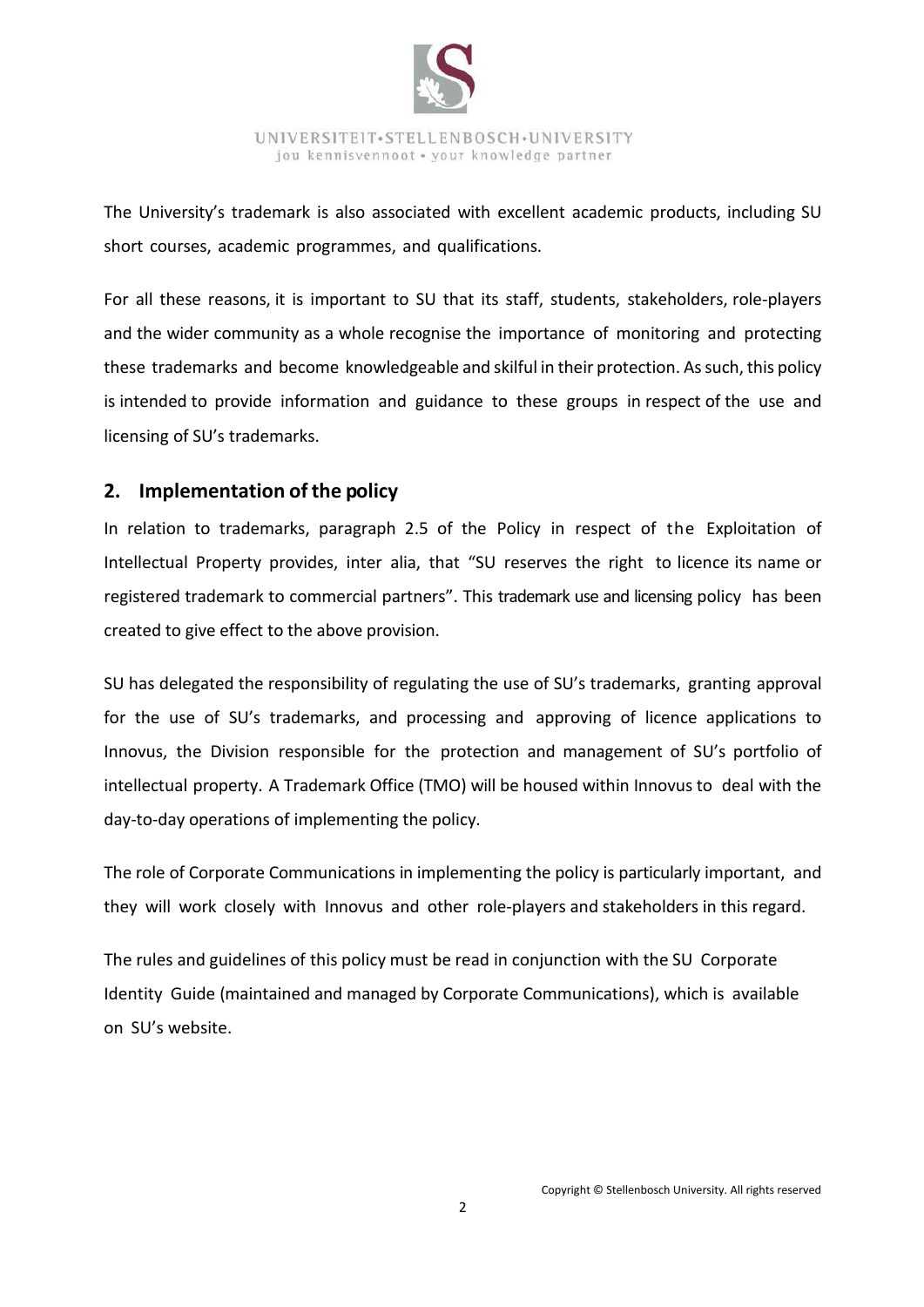The University's trademark is also associated with excellent academic products, including SU short courses, academic programmes, and qualifications.

For all these reasons, it is important to SU that its staff, students, stakeholders, role-players and the wider community as a whole recognise the importance of monitoring and protecting these trademarks and become knowledgeable and skilful in their protection. As such, this policy is intended to provide information and guidance to these groups in respect of the use and licensing of SU's trademarks.

## 2. Implementation of the policy

In relation to trademarks, paragraph 2.5 of the Policy in respect of the Exploitation of Intellectual Property provides, inter alia, that "SU reserves the right to licence its name or registered trademark to commercial partners". This trademark use and licensing policy has been created to give effect to the above provision.

SU has delegated the responsibility of regulating the use of SU's trademarks, granting approval for the use of SU's trademarks, and processing and approving of licence applications to Innovus, the Division responsible for the protection and management of SU's portfolio of intellectual property. A Trademark Office (TMO) will be housed within Innovus to deal with the day-to-day operations of implementing the policy.

The role of Corporate Communications in implementing the policy is particularly important, and they will work closely with Innovus and other role-players and stakeholders in this regard.

The rules and guidelines of this policy must be read in conjunction with the SU Corporate Identity Guide (maintained and managed by Corporate Communications), which is available on SU's website.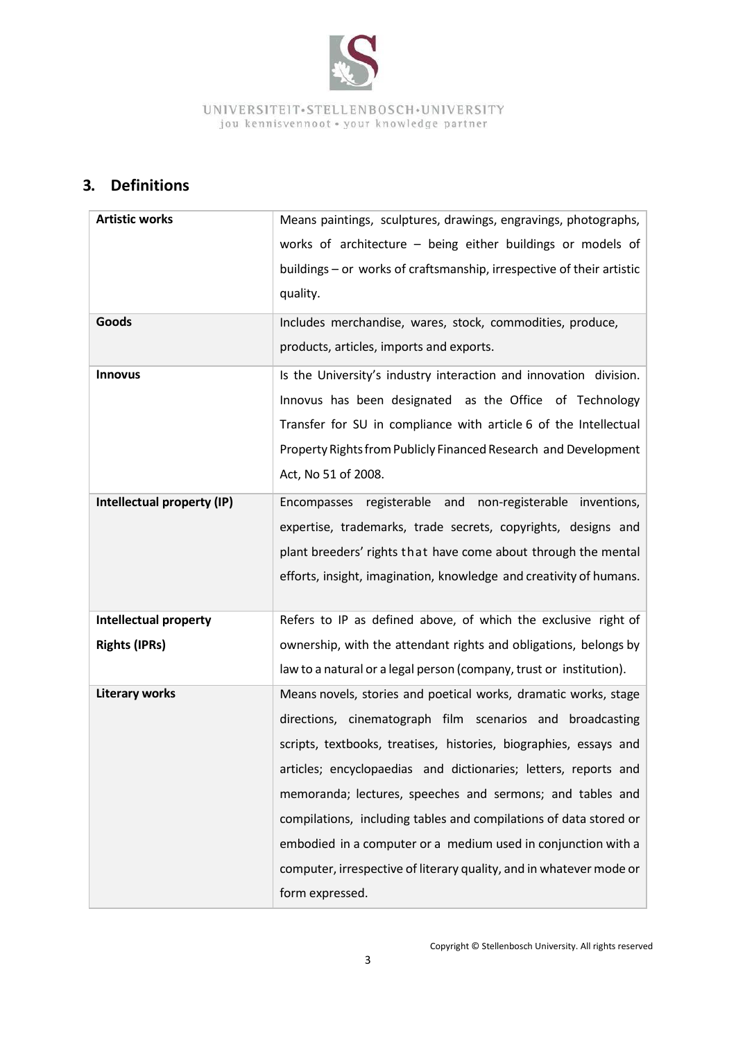## 3. Definitions

| | |
|---|---|
| **Artistic works** | Means paintings, sculptures, drawings, engravings, photographs, works of architecture – being either buildings or models of buildings – or works of craftsmanship, irrespective of their artistic quality. |
| **Goods** | Includes merchandise, wares, stock, commodities, produce, products, articles, imports and exports. |
| **Innovus** | Is the University's industry interaction and innovation division. Innovus has been designated as the Office of Technology Transfer for SU in compliance with article 6 of the Intellectual Property Rights from Publicly Financed Research and Development Act, No 51 of 2008. |
| **Intellectual property (IP)** | Encompasses registerable and non-registerable inventions, expertise, trademarks, trade secrets, copyrights, designs and plant breeders' rights that have come about through the mental efforts, insight, imagination, knowledge and creativity of humans. |
| **Intellectual property Rights (IPRs)** | Refers to IP as defined above, of which the exclusive right of ownership, with the attendant rights and obligations, belongs by law to a natural or a legal person (company, trust or institution). |
| **Literary works** | Means novels, stories and poetical works, dramatic works, stage directions, cinematograph film scenarios and broadcasting scripts, textbooks, treatises, histories, biographies, essays and articles; encyclopaedias and dictionaries; letters, reports and memoranda; lectures, speeches and sermons; and tables and compilations, including tables and compilations of data stored or embodied in a computer or a medium used in conjunction with a computer, irrespective of literary quality, and in whatever mode or form expressed. |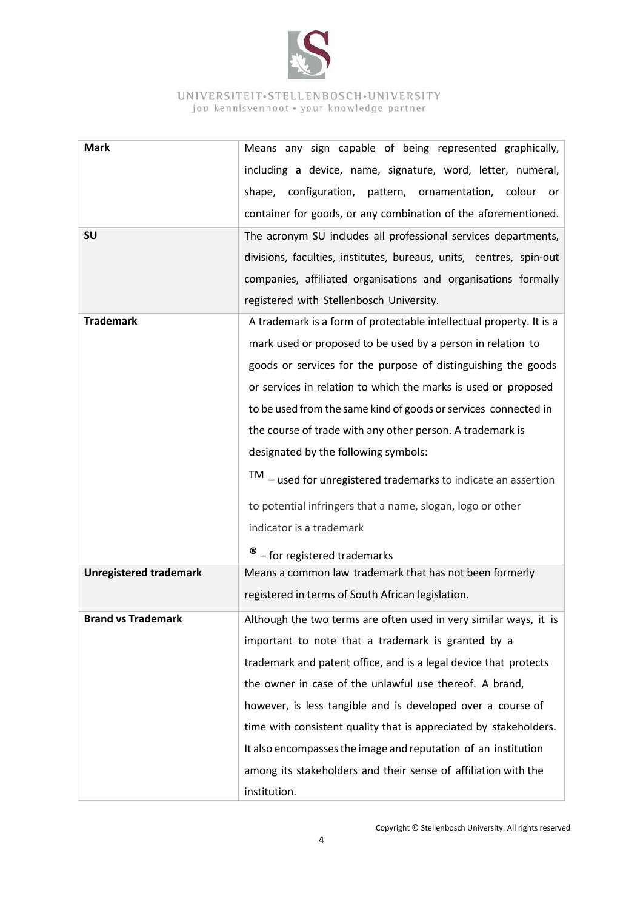| | |
|---|---|
| **Mark** | Means any sign capable of being represented graphically, including a device, name, signature, word, letter, numeral, shape, configuration, pattern, ornamentation, colour or container for goods, or any combination of the aforementioned. |
| **SU** | The acronym SU includes all professional services departments, divisions, faculties, institutes, bureaus, units, centres, spin-out companies, affiliated organisations and organisations formally registered with Stellenbosch University. |
| **Trademark** | A trademark is a form of protectable intellectual property. It is a mark used or proposed to be used by a person in relation to goods or services for the purpose of distinguishing the goods or services in relation to which the marks is used or proposed to be used from the same kind of goods or services connected in the course of trade with any other person. A trademark is designated by the following symbols: <br> TM – used for unregistered trademarks to indicate an assertion to potential infringers that a name, slogan, logo or other indicator is a trademark <br> ® – for registered trademarks |
| **Unregistered trademark** | Means a common law trademark that has not been formerly registered in terms of South African legislation. |
| **Brand vs Trademark** | Although the two terms are often used in very similar ways, it is important to note that a trademark is granted by a trademark and patent office, and is a legal device that protects the owner in case of the unlawful use thereof. A brand, however, is less tangible and is developed over a course of time with consistent quality that is appreciated by stakeholders. It also encompasses the image and reputation of an institution among its stakeholders and their sense of affiliation with the institution. |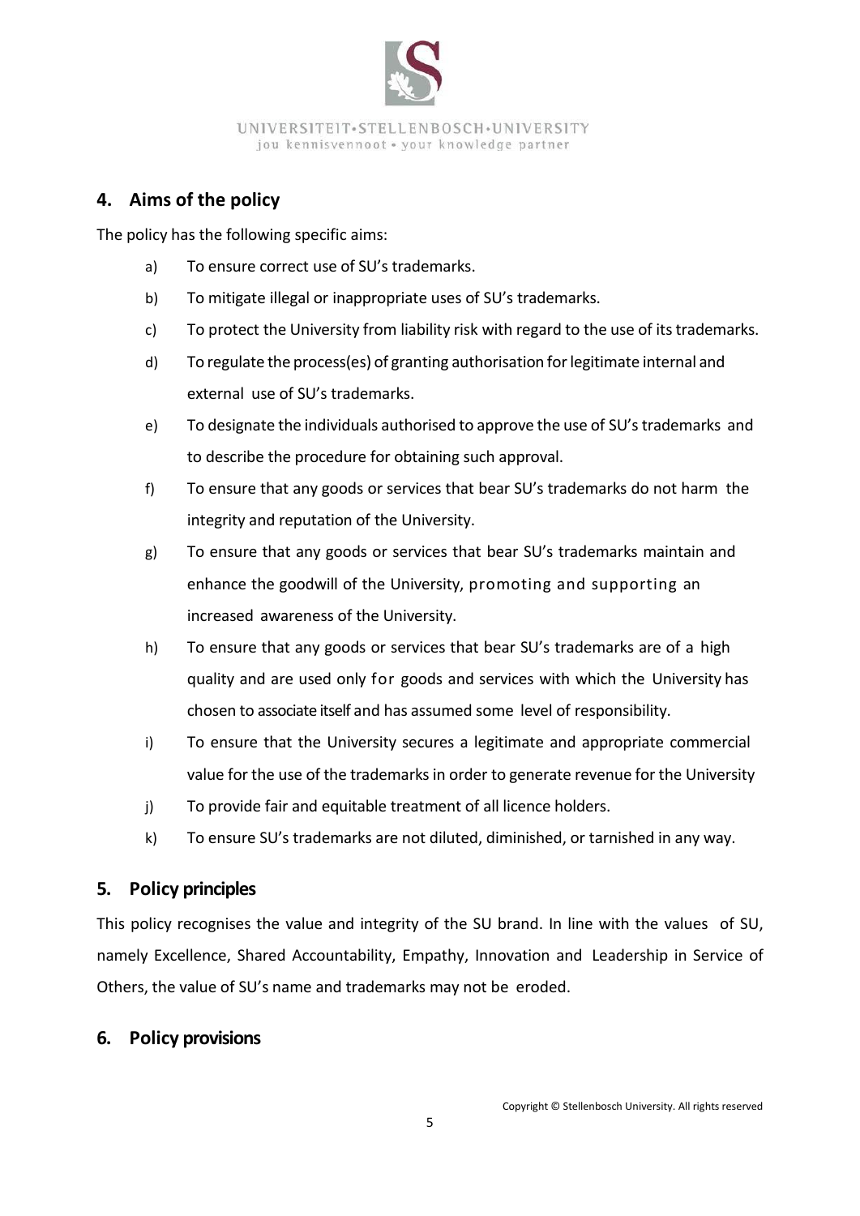## 4. Aims of the policy

The policy has the following specific aims:

a) To ensure correct use of SU's trademarks.

b) To mitigate illegal or inappropriate uses of SU's trademarks.

c) To protect the University from liability risk with regard to the use of its trademarks.

d) To regulate the process(es) of granting authorisation for legitimate internal and external use of SU's trademarks.

e) To designate the individuals authorised to approve the use of SU's trademarks and to describe the procedure for obtaining such approval.

f) To ensure that any goods or services that bear SU's trademarks do not harm the integrity and reputation of the University.

g) To ensure that any goods or services that bear SU's trademarks maintain and enhance the goodwill of the University, promoting and supporting an increased awareness of the University.

h) To ensure that any goods or services that bear SU's trademarks are of a high quality and are used only for goods and services with which the University has chosen to associate itself and has assumed some level of responsibility.

i) To ensure that the University secures a legitimate and appropriate commercial value for the use of the trademarks in order to generate revenue for the University

j) To provide fair and equitable treatment of all licence holders.

k) To ensure SU's trademarks are not diluted, diminished, or tarnished in any way.

## 5. Policy principles

This policy recognises the value and integrity of the SU brand. In line with the values of SU, namely Excellence, Shared Accountability, Empathy, Innovation and Leadership in Service of Others, the value of SU's name and trademarks may not be eroded.

## 6. Policy provisions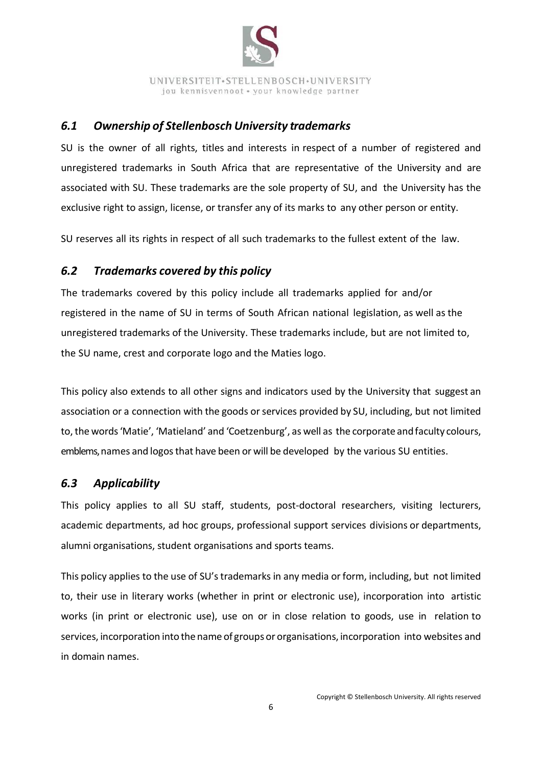## *6.1 Ownership of Stellenbosch University trademarks*

SU is the owner of all rights, titles and interests in respect of a number of registered and unregistered trademarks in South Africa that are representative of the University and are associated with SU. These trademarks are the sole property of SU, and the University has the exclusive right to assign, license, or transfer any of its marks to any other person or entity.

SU reserves all its rights in respect of all such trademarks to the fullest extent of the law.

## *6.2 Trademarks covered by this policy*

The trademarks covered by this policy include all trademarks applied for and/or registered in the name of SU in terms of South African national legislation, as well as the unregistered trademarks of the University. These trademarks include, but are not limited to, the SU name, crest and corporate logo and the Maties logo.

This policy also extends to all other signs and indicators used by the University that suggest an association or a connection with the goods or services provided by SU, including, but not limited to, the words 'Matie', 'Matieland' and 'Coetzenburg', as well as the corporate and faculty colours, emblems, names and logos that have been or will be developed by the various SU entities.

## *6.3 Applicability*

This policy applies to all SU staff, students, post-doctoral researchers, visiting lecturers, academic departments, ad hoc groups, professional support services divisions or departments, alumni organisations, student organisations and sports teams.

This policy applies to the use of SU's trademarks in any media or form, including, but not limited to, their use in literary works (whether in print or electronic use), incorporation into artistic works (in print or electronic use), use on or in close relation to goods, use in relation to services, incorporation into the name of groups or organisations, incorporation into websites and in domain names.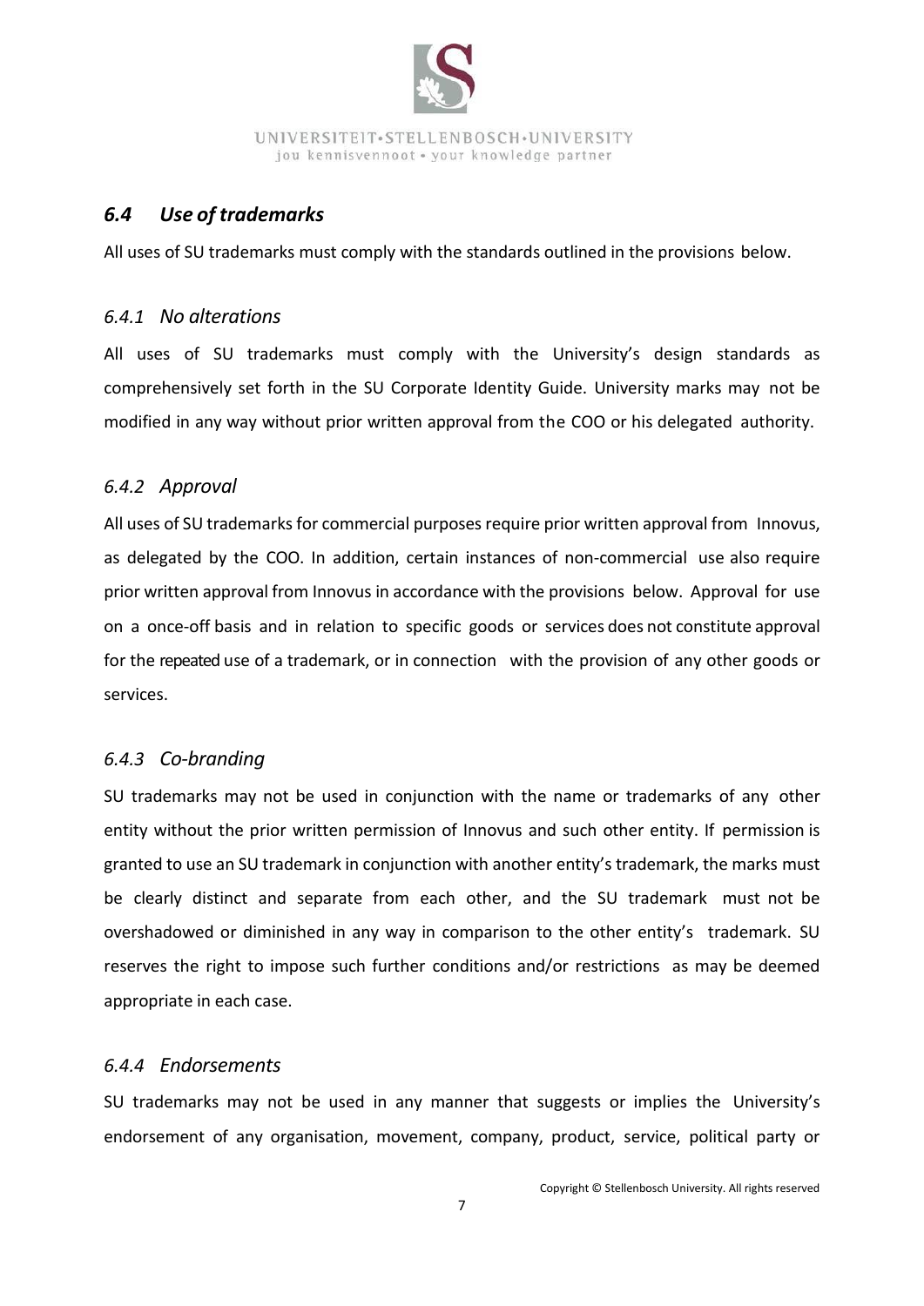## *6.4 Use of trademarks*

All uses of SU trademarks must comply with the standards outlined in the provisions below.

### *6.4.1 No alterations*

All uses of SU trademarks must comply with the University's design standards as comprehensively set forth in the SU Corporate Identity Guide. University marks may not be modified in any way without prior written approval from the COO or his delegated authority.

### *6.4.2 Approval*

All uses of SU trademarks for commercial purposes require prior written approval from Innovus, as delegated by the COO. In addition, certain instances of non-commercial use also require prior written approval from Innovus in accordance with the provisions below. Approval for use on a once-off basis and in relation to specific goods or services does not constitute approval for the repeated use of a trademark, or in connection with the provision of any other goods or services.

### *6.4.3 Co-branding*

SU trademarks may not be used in conjunction with the name or trademarks of any other entity without the prior written permission of Innovus and such other entity. If permission is granted to use an SU trademark in conjunction with another entity's trademark, the marks must be clearly distinct and separate from each other, and the SU trademark must not be overshadowed or diminished in any way in comparison to the other entity's trademark. SU reserves the right to impose such further conditions and/or restrictions as may be deemed appropriate in each case.

### *6.4.4 Endorsements*

SU trademarks may not be used in any manner that suggests or implies the University's endorsement of any organisation, movement, company, product, service, political party or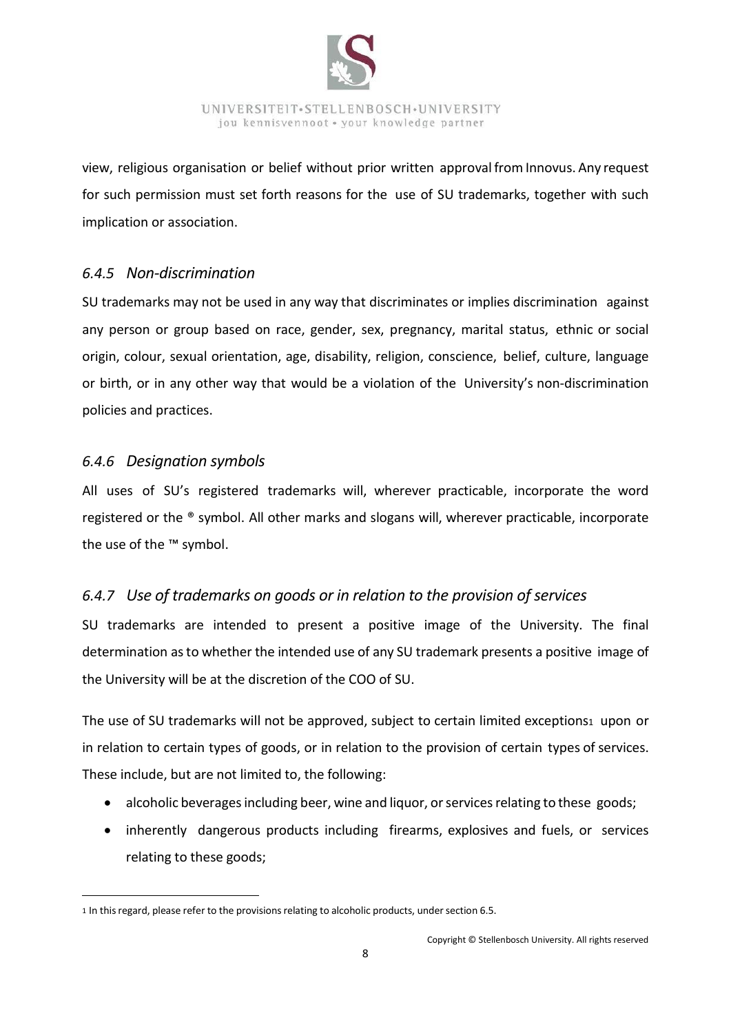view, religious organisation or belief without prior written approval from Innovus. Any request for such permission must set forth reasons for the use of SU trademarks, together with such implication or association.

### *6.4.5 Non-discrimination*

SU trademarks may not be used in any way that discriminates or implies discrimination against any person or group based on race, gender, sex, pregnancy, marital status, ethnic or social origin, colour, sexual orientation, age, disability, religion, conscience, belief, culture, language or birth, or in any other way that would be a violation of the University's non-discrimination policies and practices.

### *6.4.6 Designation symbols*

All uses of SU's registered trademarks will, wherever practicable, incorporate the word registered or the ® symbol. All other marks and slogans will, wherever practicable, incorporate the use of the ™ symbol.

### *6.4.7 Use of trademarks on goods or in relation to the provision of services*

SU trademarks are intended to present a positive image of the University. The final determination as to whether the intended use of any SU trademark presents a positive image of the University will be at the discretion of the COO of SU.

The use of SU trademarks will not be approved, subject to certain limited exceptions[1] upon or in relation to certain types of goods, or in relation to the provision of certain types of services. These include, but are not limited to, the following:

- alcoholic beverages including beer, wine and liquor, or services relating to these goods;
- inherently dangerous products including firearms, explosives and fuels, or services relating to these goods;

[1] In this regard, please refer to the provisions relating to alcoholic products, under section 6.5.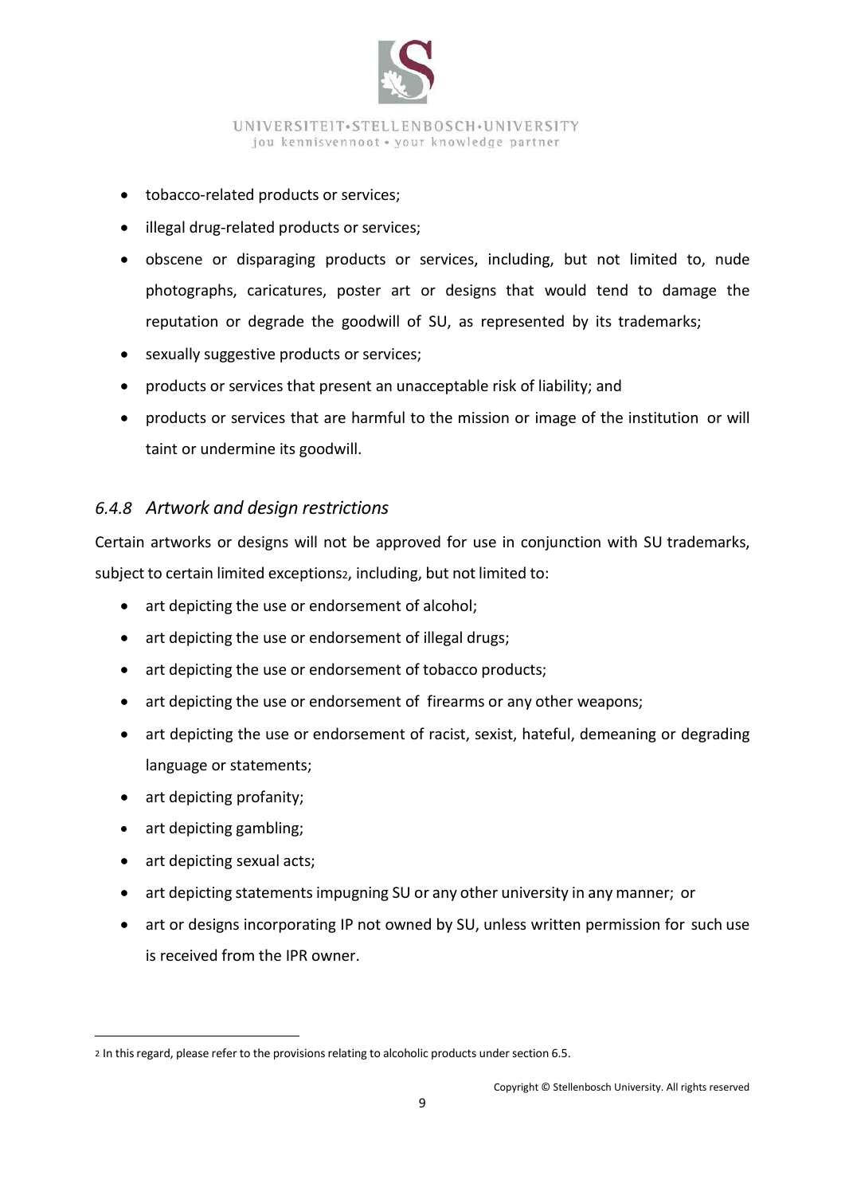- tobacco-related products or services;
- illegal drug-related products or services;
- obscene or disparaging products or services, including, but not limited to, nude photographs, caricatures, poster art or designs that would tend to damage the reputation or degrade the goodwill of SU, as represented by its trademarks;
- sexually suggestive products or services;
- products or services that present an unacceptable risk of liability; and
- products or services that are harmful to the mission or image of the institution or will taint or undermine its goodwill.

### *6.4.8 Artwork and design restrictions*

Certain artworks or designs will not be approved for use in conjunction with SU trademarks, subject to certain limited exceptions[2], including, but not limited to:

- art depicting the use or endorsement of alcohol;
- art depicting the use or endorsement of illegal drugs;
- art depicting the use or endorsement of tobacco products;
- art depicting the use or endorsement of firearms or any other weapons;
- art depicting the use or endorsement of racist, sexist, hateful, demeaning or degrading language or statements;
- art depicting profanity;
- art depicting gambling;
- art depicting sexual acts;
- art depicting statements impugning SU or any other university in any manner; or
- art or designs incorporating IP not owned by SU, unless written permission for such use is received from the IPR owner.

---

[2] In this regard, please refer to the provisions relating to alcoholic products under section 6.5.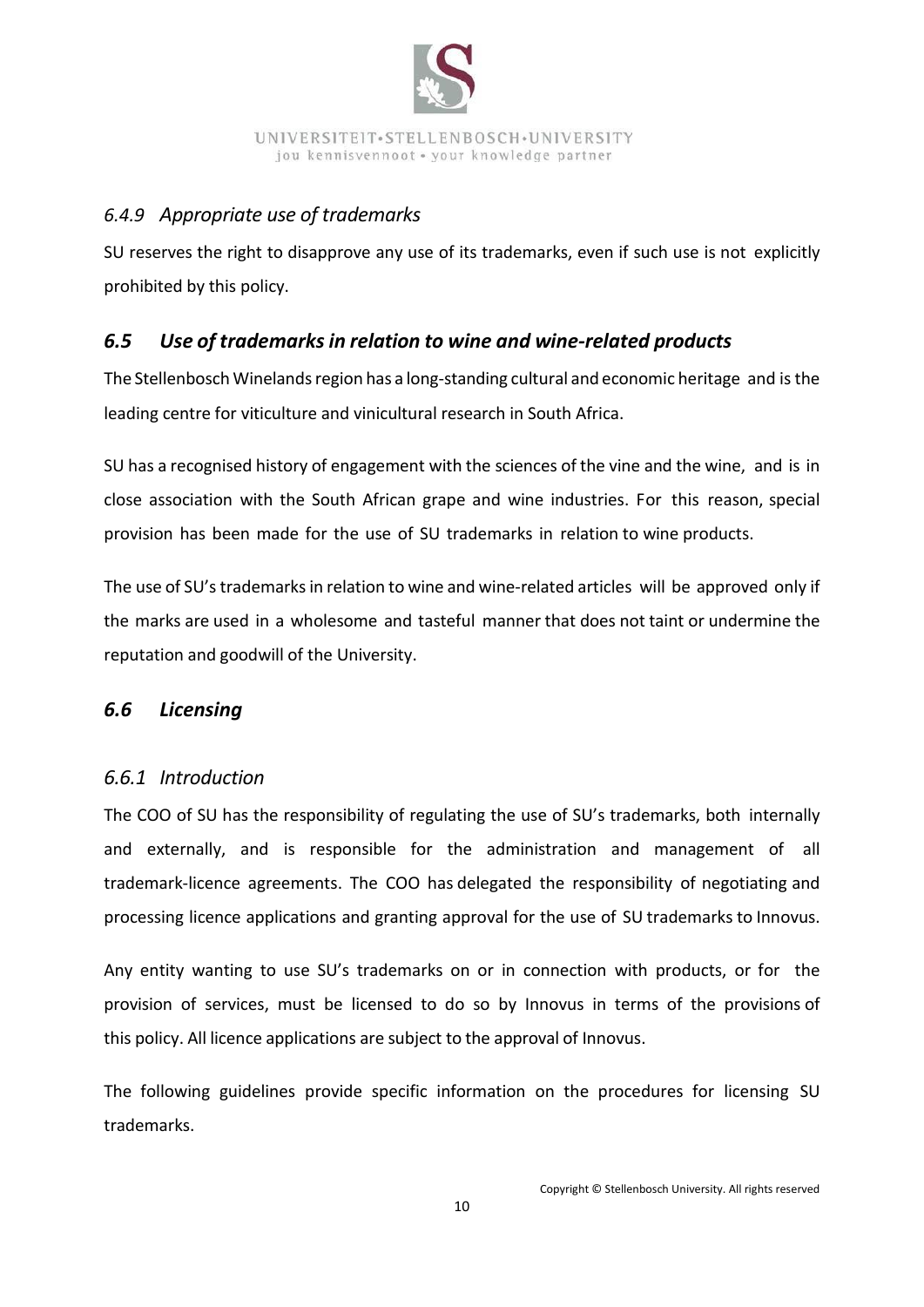#### *6.4.9 Appropriate use of trademarks*

SU reserves the right to disapprove any use of its trademarks, even if such use is not explicitly prohibited by this policy.

### *6.5 Use of trademarks in relation to wine and wine-related products*

The Stellenbosch Winelands region has a long-standing cultural and economic heritage and is the leading centre for viticulture and vinicultural research in South Africa.

SU has a recognised history of engagement with the sciences of the vine and the wine, and is in close association with the South African grape and wine industries. For this reason, special provision has been made for the use of SU trademarks in relation to wine products.

The use of SU's trademarks in relation to wine and wine-related articles will be approved only if the marks are used in a wholesome and tasteful manner that does not taint or undermine the reputation and goodwill of the University.

### *6.6 Licensing*

#### *6.6.1 Introduction*

The COO of SU has the responsibility of regulating the use of SU's trademarks, both internally and externally, and is responsible for the administration and management of all trademark-licence agreements. The COO has delegated the responsibility of negotiating and processing licence applications and granting approval for the use of SU trademarks to Innovus.

Any entity wanting to use SU's trademarks on or in connection with products, or for the provision of services, must be licensed to do so by Innovus in terms of the provisions of this policy. All licence applications are subject to the approval of Innovus.

The following guidelines provide specific information on the procedures for licensing SU trademarks.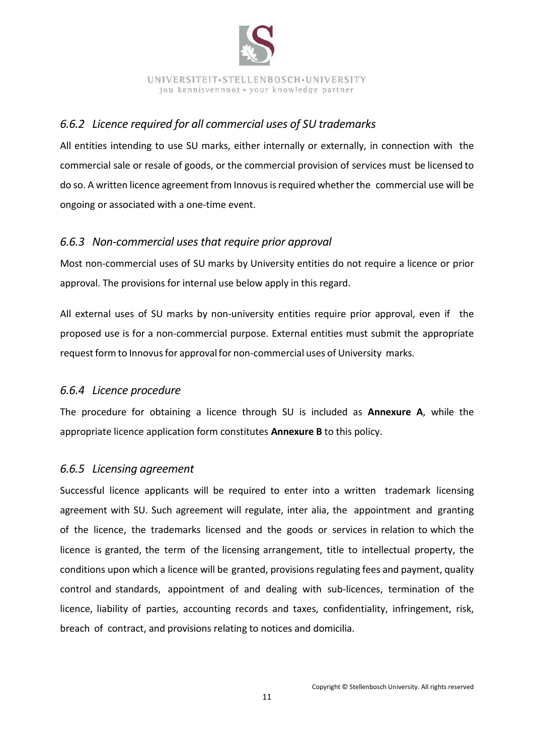### *6.6.2 Licence required for all commercial uses of SU trademarks*

All entities intending to use SU marks, either internally or externally, in connection with the commercial sale or resale of goods, or the commercial provision of services must be licensed to do so. A written licence agreement from Innovus is required whether the commercial use will be ongoing or associated with a one-time event.

### *6.6.3 Non-commercial uses that require prior approval*

Most non-commercial uses of SU marks by University entities do not require a licence or prior approval. The provisions for internal use below apply in this regard.

All external uses of SU marks by non-university entities require prior approval, even if the proposed use is for a non-commercial purpose. External entities must submit the appropriate request form to Innovus for approval for non-commercial uses of University marks.

### *6.6.4 Licence procedure*

The procedure for obtaining a licence through SU is included as **Annexure A**, while the appropriate licence application form constitutes **Annexure B** to this policy.

### *6.6.5 Licensing agreement*

Successful licence applicants will be required to enter into a written trademark licensing agreement with SU. Such agreement will regulate, inter alia, the appointment and granting of the licence, the trademarks licensed and the goods or services in relation to which the licence is granted, the term of the licensing arrangement, title to intellectual property, the conditions upon which a licence will be granted, provisions regulating fees and payment, quality control and standards, appointment of and dealing with sub-licences, termination of the licence, liability of parties, accounting records and taxes, confidentiality, infringement, risk, breach of contract, and provisions relating to notices and domicilia.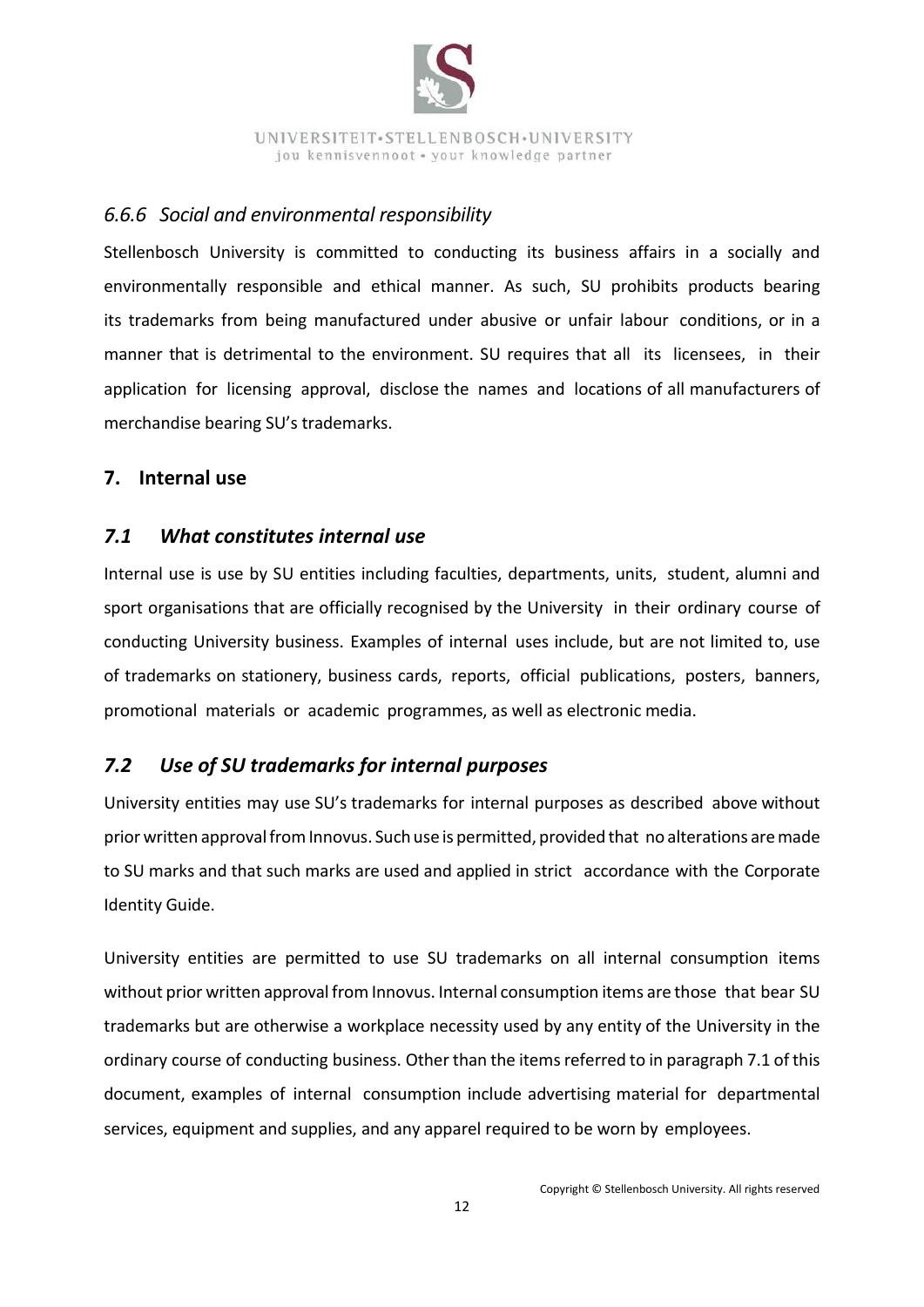### *6.6.6 Social and environmental responsibility*

Stellenbosch University is committed to conducting its business affairs in a socially and environmentally responsible and ethical manner. As such, SU prohibits products bearing its trademarks from being manufactured under abusive or unfair labour conditions, or in a manner that is detrimental to the environment. SU requires that all its licensees, in their application for licensing approval, disclose the names and locations of all manufacturers of merchandise bearing SU's trademarks.

## 7. Internal use

### *7.1 What constitutes internal use*

Internal use is use by SU entities including faculties, departments, units, student, alumni and sport organisations that are officially recognised by the University in their ordinary course of conducting University business. Examples of internal uses include, but are not limited to, use of trademarks on stationery, business cards, reports, official publications, posters, banners, promotional materials or academic programmes, as well as electronic media.

### *7.2 Use of SU trademarks for internal purposes*

University entities may use SU's trademarks for internal purposes as described above without prior written approval from Innovus. Such use is permitted, provided that no alterations are made to SU marks and that such marks are used and applied in strict accordance with the Corporate Identity Guide.

University entities are permitted to use SU trademarks on all internal consumption items without prior written approval from Innovus. Internal consumption items are those that bear SU trademarks but are otherwise a workplace necessity used by any entity of the University in the ordinary course of conducting business. Other than the items referred to in paragraph 7.1 of this document, examples of internal consumption include advertising material for departmental services, equipment and supplies, and any apparel required to be worn by employees.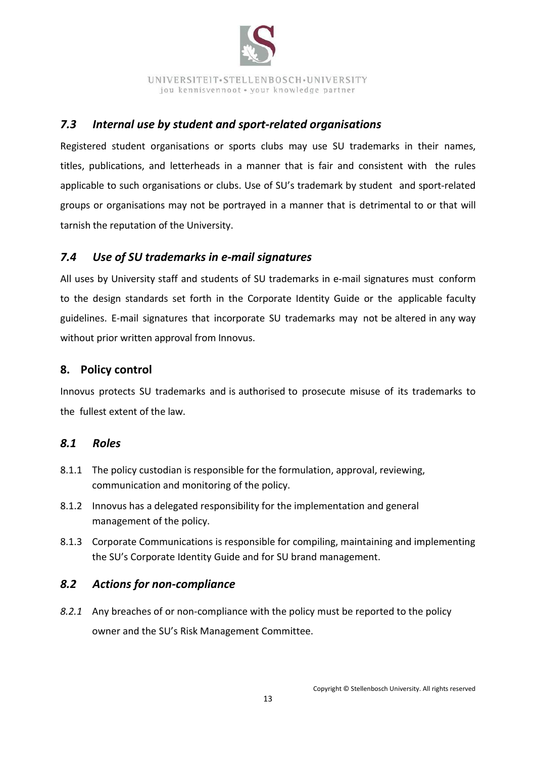### *7.3 Internal use by student and sport-related organisations*

Registered student organisations or sports clubs may use SU trademarks in their names, titles, publications, and letterheads in a manner that is fair and consistent with the rules applicable to such organisations or clubs. Use of SU's trademark by student and sport-related groups or organisations may not be portrayed in a manner that is detrimental to or that will tarnish the reputation of the University.

### *7.4 Use of SU trademarks in e-mail signatures*

All uses by University staff and students of SU trademarks in e-mail signatures must conform to the design standards set forth in the Corporate Identity Guide or the applicable faculty guidelines. E-mail signatures that incorporate SU trademarks may not be altered in any way without prior written approval from Innovus.

## 8. Policy control

Innovus protects SU trademarks and is authorised to prosecute misuse of its trademarks to the fullest extent of the law.

### *8.1 Roles*

8.1.1 The policy custodian is responsible for the formulation, approval, reviewing, communication and monitoring of the policy.

8.1.2 Innovus has a delegated responsibility for the implementation and general management of the policy.

8.1.3 Corporate Communications is responsible for compiling, maintaining and implementing the SU's Corporate Identity Guide and for SU brand management.

### *8.2 Actions for non-compliance*

*8.2.1* Any breaches of or non-compliance with the policy must be reported to the policy owner and the SU's Risk Management Committee.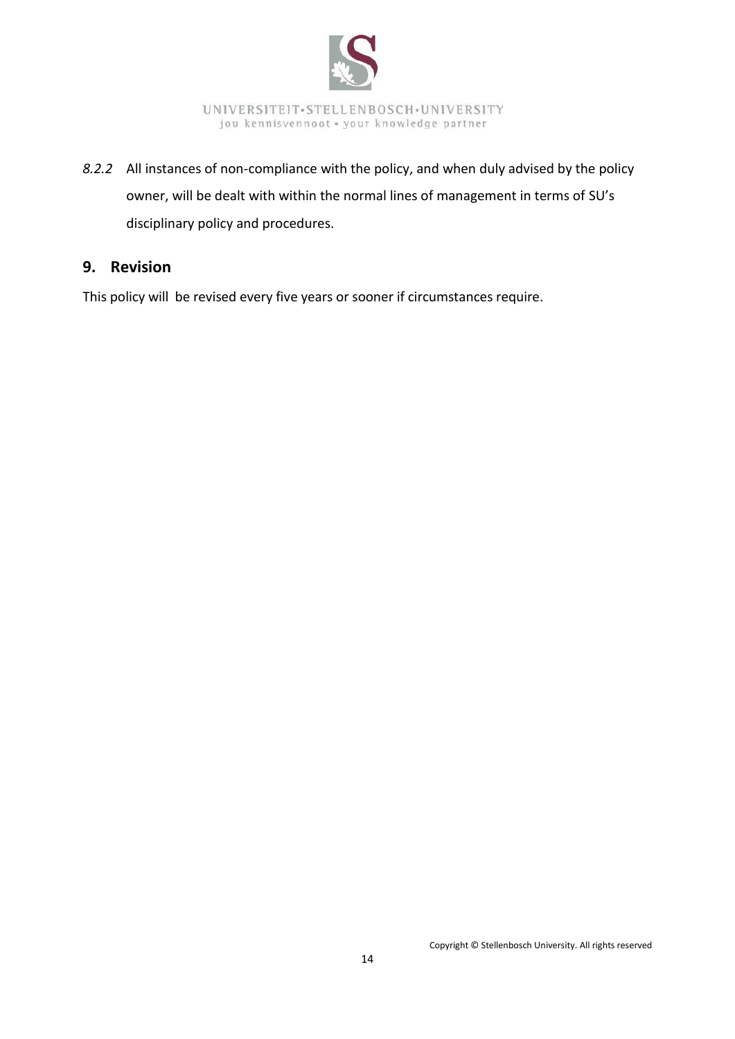*8.2.2* All instances of non-compliance with the policy, and when duly advised by the policy owner, will be dealt with within the normal lines of management in terms of SU's disciplinary policy and procedures.

## 9. Revision

This policy will be revised every five years or sooner if circumstances require.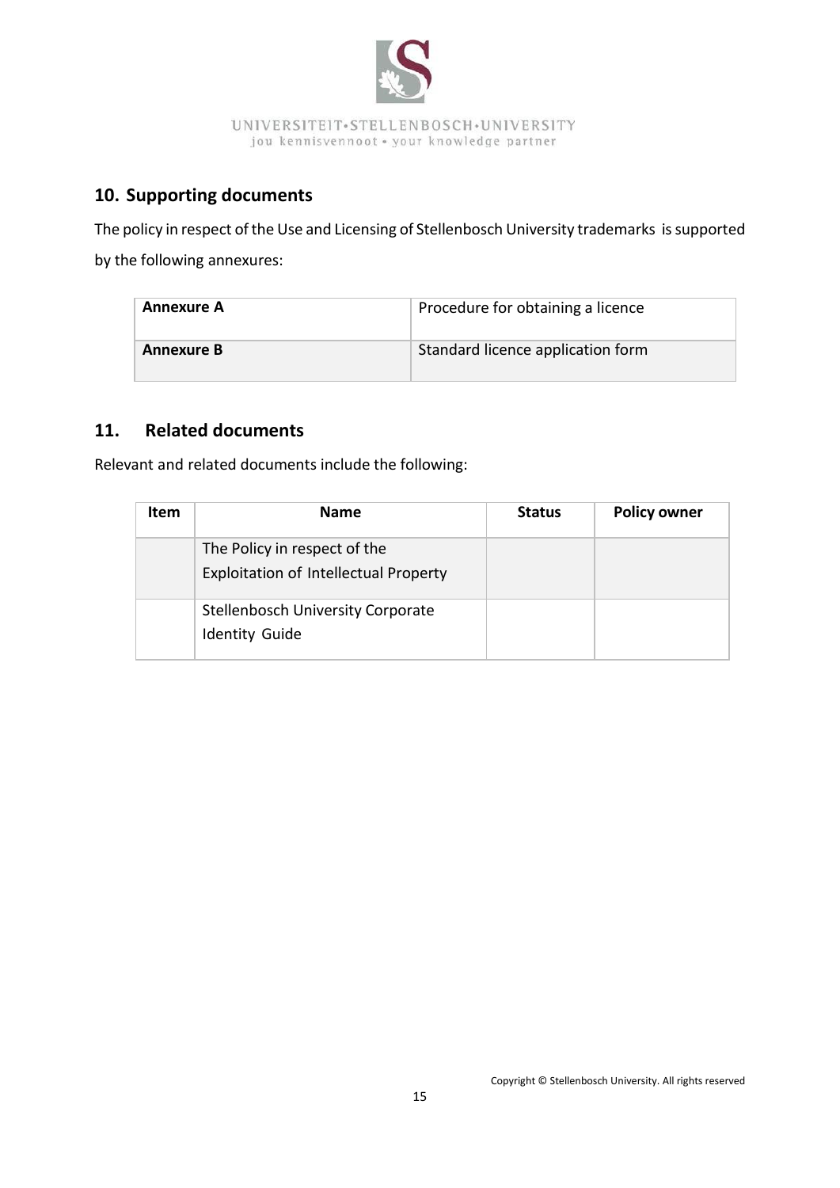## 10. Supporting documents

The policy in respect of the Use and Licensing of Stellenbosch University trademarks is supported by the following annexures:

| | |
|---|---|
| **Annexure A** | Procedure for obtaining a licence |
| **Annexure B** | Standard licence application form |

## 11. Related documents

Relevant and related documents include the following:

| Item | Name | Status | Policy owner |
|---|---|---|---|
| | The Policy in respect of the Exploitation of Intellectual Property | | |
| | Stellenbosch University Corporate Identity Guide | | |

Copyright © Stellenbosch University. All rights reserved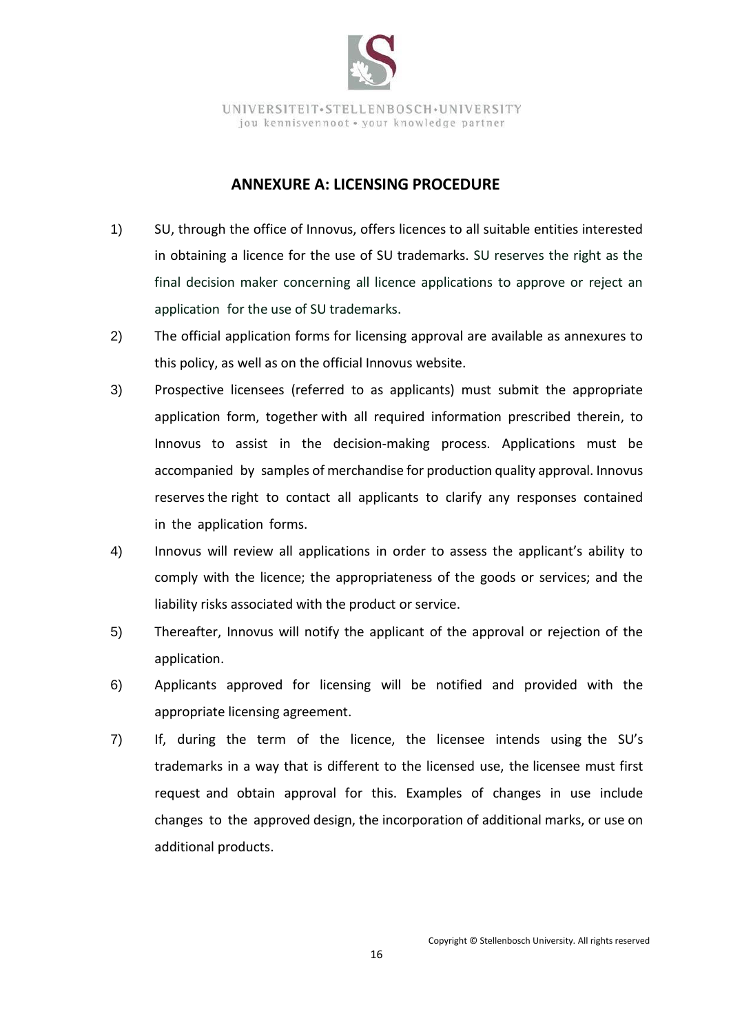## ANNEXURE A: LICENSING PROCEDURE

1) SU, through the office of Innovus, offers licences to all suitable entities interested in obtaining a licence for the use of SU trademarks. SU reserves the right as the final decision maker concerning all licence applications to approve or reject an application for the use of SU trademarks.

2) The official application forms for licensing approval are available as annexures to this policy, as well as on the official Innovus website.

3) Prospective licensees (referred to as applicants) must submit the appropriate application form, together with all required information prescribed therein, to Innovus to assist in the decision-making process. Applications must be accompanied by samples of merchandise for production quality approval. Innovus reserves the right to contact all applicants to clarify any responses contained in the application forms.

4) Innovus will review all applications in order to assess the applicant's ability to comply with the licence; the appropriateness of the goods or services; and the liability risks associated with the product or service.

5) Thereafter, Innovus will notify the applicant of the approval or rejection of the application.

6) Applicants approved for licensing will be notified and provided with the appropriate licensing agreement.

7) If, during the term of the licence, the licensee intends using the SU's trademarks in a way that is different to the licensed use, the licensee must first request and obtain approval for this. Examples of changes in use include changes to the approved design, the incorporation of additional marks, or use on additional products.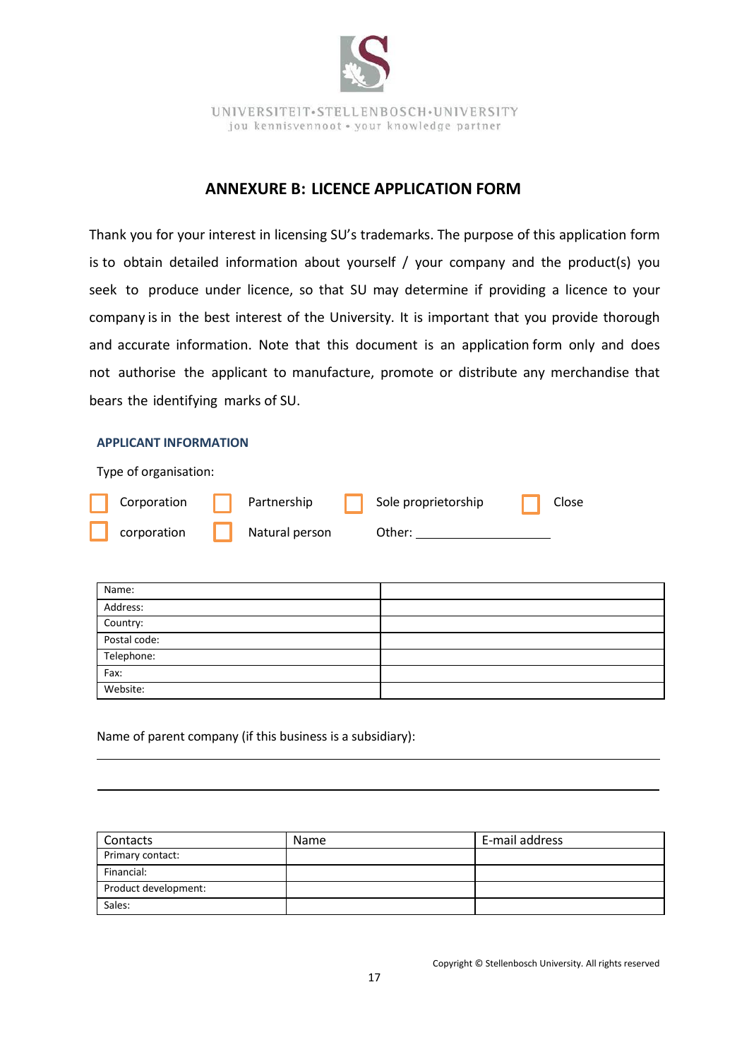UNIVERSITEIT•STELLENBOSCH•UNIVERSITY
jou kennisvennoot • your knowledge partner

## ANNEXURE B: LICENCE APPLICATION FORM

Thank you for your interest in licensing SU's trademarks. The purpose of this application form is to obtain detailed information about yourself / your company and the product(s) you seek to produce under licence, so that SU may determine if providing a licence to your company is in the best interest of the University. It is important that you provide thorough and accurate information. Note that this document is an application form only and does not authorise the applicant to manufacture, promote or distribute any merchandise that bears the identifying marks of SU.

### APPLICANT INFORMATION

Type of organisation:

☐ Corporation ☐ Partnership ☐ Sole proprietorship ☐ Close corporation ☐ Natural person Other: ____________________

| | |
|---|---|
| Name: | |
| Address: | |
| Country: | |
| Postal code: | |
| Telephone: | |
| Fax: | |
| Website: | |

Name of parent company (if this business is a subsidiary):

______________________________________________________________________

______________________________________________________________________

| Contacts | Name | E-mail address |
|---|---|---|
| Primary contact: | | |
| Financial: | | |
| Product development: | | |
| Sales: | | |

Copyright © Stellenbosch University. All rights reserved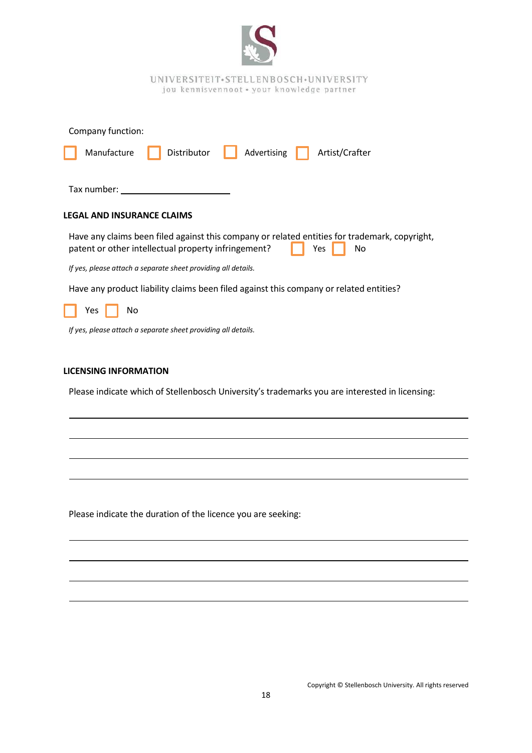UNIVERSITEIT•STELLENBOSCH•UNIVERSITY
jou kennisvennoot • your knowledge partner

Company function:

☐ Manufacture ☐ Distributor ☐ Advertising ☐ Artist/Crafter

Tax number: ____________________

**LEGAL AND INSURANCE CLAIMS**

Have any claims been filed against this company or related entities for trademark, copyright, patent or other intellectual property infringement? ☐ Yes ☐ No

*If yes, please attach a separate sheet providing all details.*

Have any product liability claims been filed against this company or related entities?

☐ Yes ☐ No

*If yes, please attach a separate sheet providing all details.*

**LICENSING INFORMATION**

Please indicate which of Stellenbosch University's trademarks you are interested in licensing:

______________________________________________________________________

______________________________________________________________________

______________________________________________________________________

______________________________________________________________________

Please indicate the duration of the licence you are seeking:

______________________________________________________________________

______________________________________________________________________

______________________________________________________________________

______________________________________________________________________

Copyright © Stellenbosch University. All rights reserved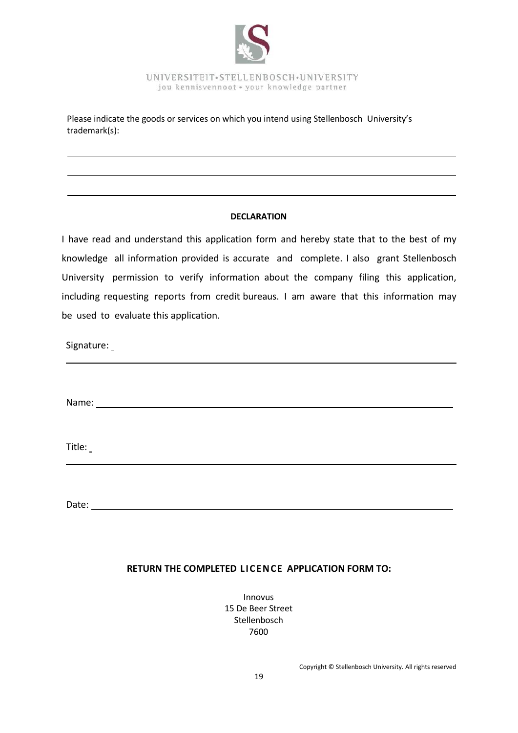UNIVERSITEIT•STELLENBOSCH•UNIVERSITY
jou kennisvennoot • your knowledge partner

Please indicate the goods or services on which you intend using Stellenbosch University's trademark(s):

______________________________________________________________________

______________________________________________________________________

______________________________________________________________________

**DECLARATION**

I have read and understand this application form and hereby state that to the best of my knowledge all information provided is accurate and complete. I also grant Stellenbosch University permission to verify information about the company filing this application, including requesting reports from credit bureaus. I am aware that this information may be used to evaluate this application.

Signature: ______________________________________________________________

Name: ______________________________________________________________

Title: ______________________________________________________________

Date: ______________________________________________________________

**RETURN THE COMPLETED LICENCE APPLICATION FORM TO:**

Innovus
15 De Beer Street
Stellenbosch
7600

Copyright © Stellenbosch University. All rights reserved